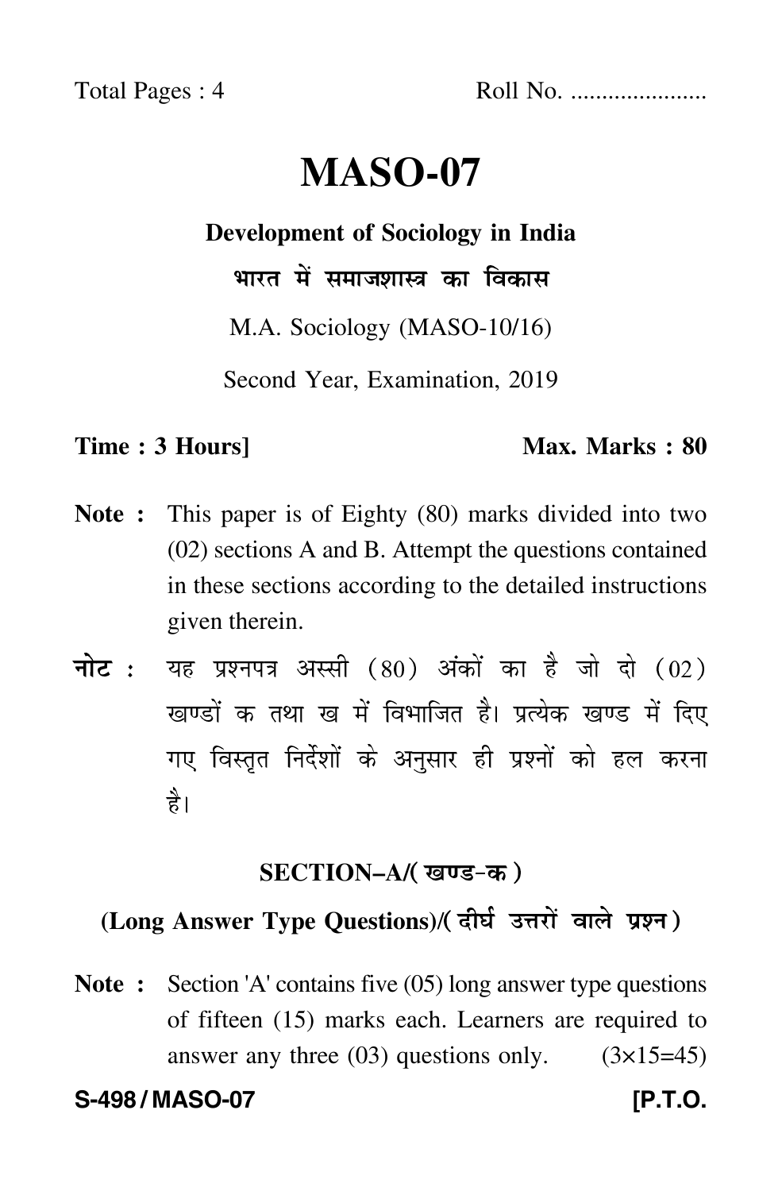Total Pages : 4 Roll No. .....................

# MASO-07

## Development of Sociology in India

### भारत में समाजशास्त्र का विकास

M.A. Sociology (MASO-10/16)

Second Year, Examination, 2019

**Time : 3 Hours]** **Max. Marks : 80**

**Note :** This paper is of Eighty (80) marks divided into two (02) sections A and B. Attempt the questions contained in these sections according to the detailed instructions given therein.

**नोट :** यह प्रश्नपत्र अस्सी (80) अंकों का है जो दो (02) खण्डों क तथा ख में विभाजित है। प्रत्येक खण्ड में दिए गए विस्तृत निर्देशों के अनुसार ही प्रश्नों को हल करना है।

### SECTION–A/(खण्ड-क)

### (Long Answer Type Questions)/(दीर्घ उत्तरों वाले प्रश्न)

**Note :** Section 'A' contains five (05) long answer type questions of fifteen (15) marks each. Learners are required to answer any three (03) questions only. (3×15=45)

**S-498 / MASO-07** **[P.T.O.**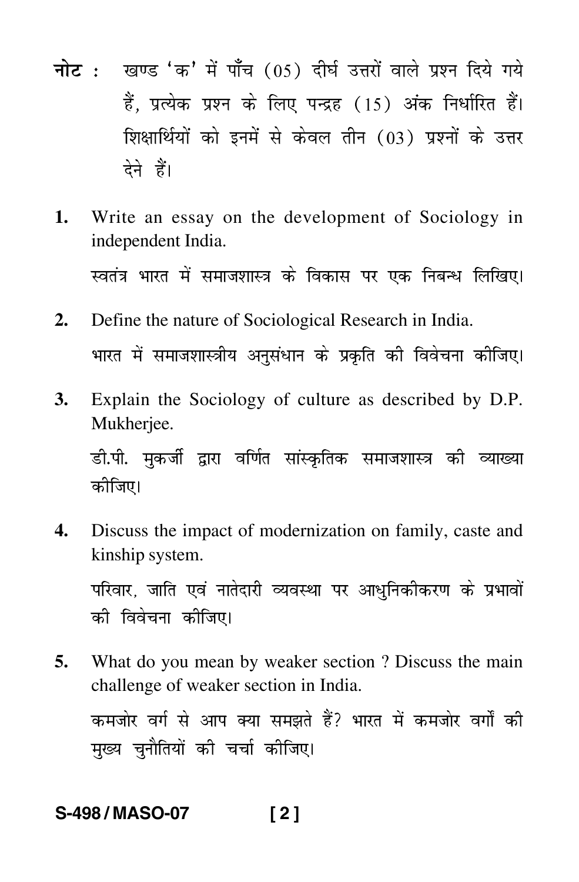**नोट :** खण्ड 'क' में पाँच (05) दीर्घ उत्तरों वाले प्रश्न दिये गये हैं, प्रत्येक प्रश्न के लिए पन्द्रह (15) अंक निर्धारित हैं। शिक्षार्थियों को इनमें से केवल तीन (03) प्रश्नों के उत्तर देने हैं।

**1.** Write an essay on the development of Sociology in independent India.

स्वतंत्र भारत में समाजशास्त्र के विकास पर एक निबन्ध लिखिए।

**2.** Define the nature of Sociological Research in India.

भारत में समाजशास्त्रीय अनुसंधान के प्रकृति की विवेचना कीजिए।

**3.** Explain the Sociology of culture as described by D.P. Mukherjee.

डी.पी. मुकर्जी द्वारा वर्णित सांस्कृतिक समाजशास्त्र की व्याख्या कीजिए।

**4.** Discuss the impact of modernization on family, caste and kinship system.

परिवार, जाति एवं नातेदारी व्यवस्था पर आधुनिकीकरण के प्रभावों की विवेचना कीजिए।

**5.** What do you mean by weaker section ? Discuss the main challenge of weaker section in India.

कमजोर वर्ग से आप क्या समझते हैं? भारत में कमजोर वर्गों की मुख्य चुनौतियों की चर्चा कीजिए।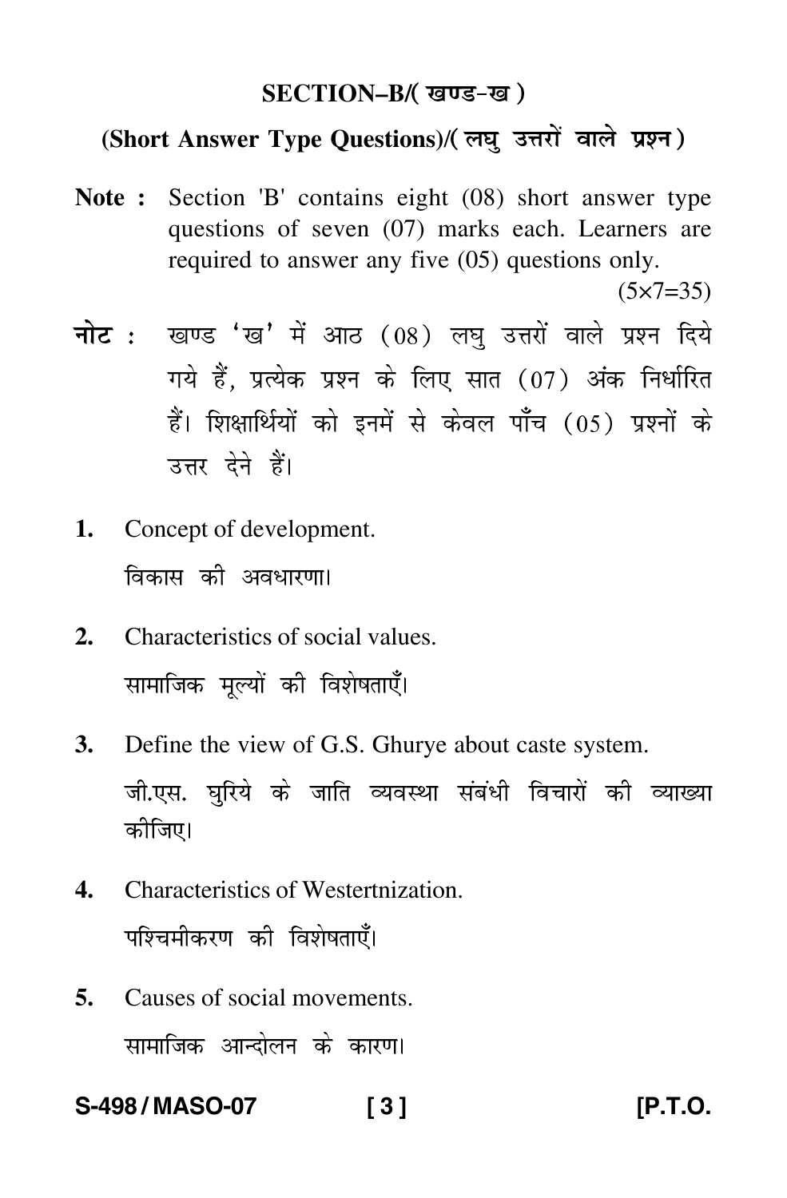## SECTION–B/( खण्ड-ख )

### (Short Answer Type Questions)/( लघु उत्तरों वाले प्रश्न )

**Note :** Section 'B' contains eight (08) short answer type questions of seven (07) marks each. Learners are required to answer any five (05) questions only.

(5×7=35)

**नोट :** खण्ड 'ख' में आठ (08) लघु उत्तरों वाले प्रश्न दिये गये हैं, प्रत्येक प्रश्न के लिए सात (07) अंक निर्धारित हैं। शिक्षार्थियों को इनमें से केवल पाँच (05) प्रश्नों के उत्तर देने हैं।

1. Concept of development.

   विकास की अवधारणा।

2. Characteristics of social values.

   सामाजिक मूल्यों की विशेषताएँ।

3. Define the view of G.S. Ghurye about caste system.

   जी.एस. घुरिये के जाति व्यवस्था संबंधी विचारों की व्याख्या कीजिए।

4. Characteristics of Westertnization.

   पश्चिमीकरण की विशेषताएँ।

5. Causes of social movements.

   सामाजिक आन्दोलन के कारण।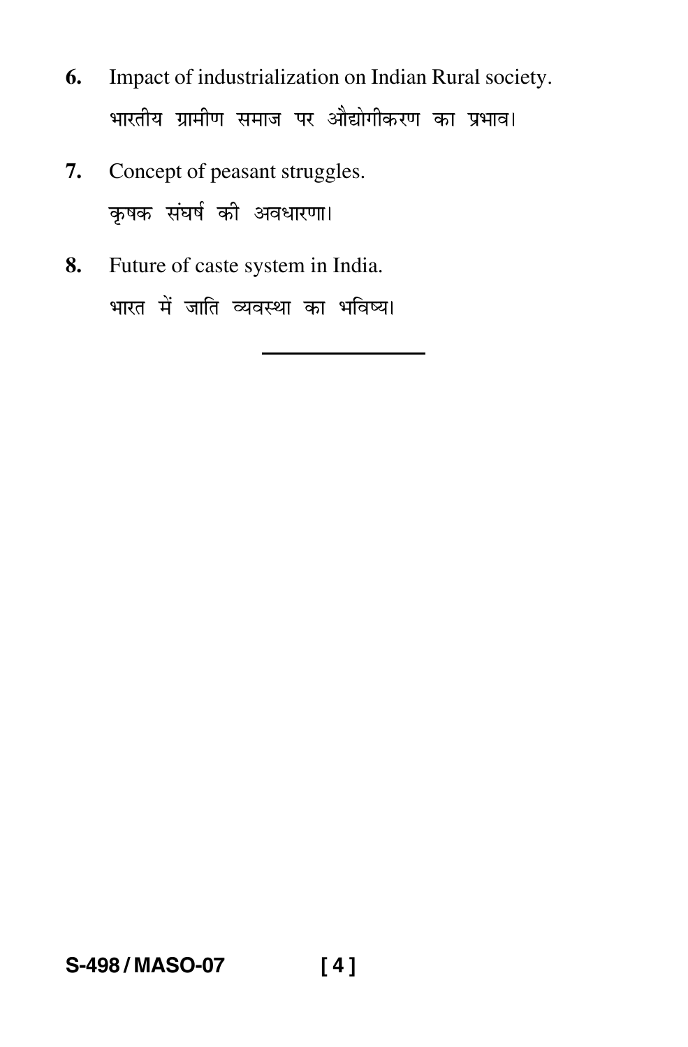**6.** Impact of industrialization on Indian Rural society.

भारतीय ग्रामीण समाज पर औद्योगीकरण का प्रभाव।

**7.** Concept of peasant struggles.

कृषक संघर्ष की अवधारणा।

**8.** Future of caste system in India.

भारत में जाति व्यवस्था का भविष्य।